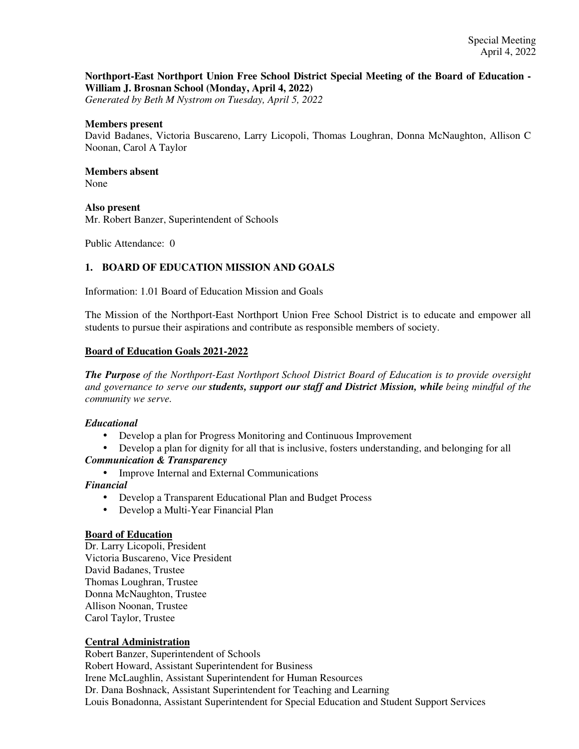Special Meeting
April 4, 2022

**Northport-East Northport Union Free School District Special Meeting of the Board of Education - William J. Brosnan School (Monday, April 4, 2022)**
*Generated by Beth M Nystrom on Tuesday, April 5, 2022*

**Members present**
David Badanes, Victoria Buscareno, Larry Licopoli, Thomas Loughran, Donna McNaughton, Allison C Noonan, Carol A Taylor

**Members absent**
None

**Also present**
Mr. Robert Banzer, Superintendent of Schools

Public Attendance: 0

## 1. BOARD OF EDUCATION MISSION AND GOALS

Information: 1.01 Board of Education Mission and Goals

The Mission of the Northport-East Northport Union Free School District is to educate and empower all students to pursue their aspirations and contribute as responsible members of society.

**Board of Education Goals 2021-2022**

***The Purpose*** *of the Northport-East Northport School District Board of Education is to provide oversight and governance to serve our* ***students, support our staff and District Mission, while*** *being mindful of the community we serve.*

***Educational***

- Develop a plan for Progress Monitoring and Continuous Improvement
- Develop a plan for dignity for all that is inclusive, fosters understanding, and belonging for all

***Communication & Transparency***

- Improve Internal and External Communications

***Financial***

- Develop a Transparent Educational Plan and Budget Process
- Develop a Multi-Year Financial Plan

**Board of Education**
Dr. Larry Licopoli, President
Victoria Buscareno, Vice President
David Badanes, Trustee
Thomas Loughran, Trustee
Donna McNaughton, Trustee
Allison Noonan, Trustee
Carol Taylor, Trustee

**Central Administration**
Robert Banzer, Superintendent of Schools
Robert Howard, Assistant Superintendent for Business
Irene McLaughlin, Assistant Superintendent for Human Resources
Dr. Dana Boshnack, Assistant Superintendent for Teaching and Learning
Louis Bonadonna, Assistant Superintendent for Special Education and Student Support Services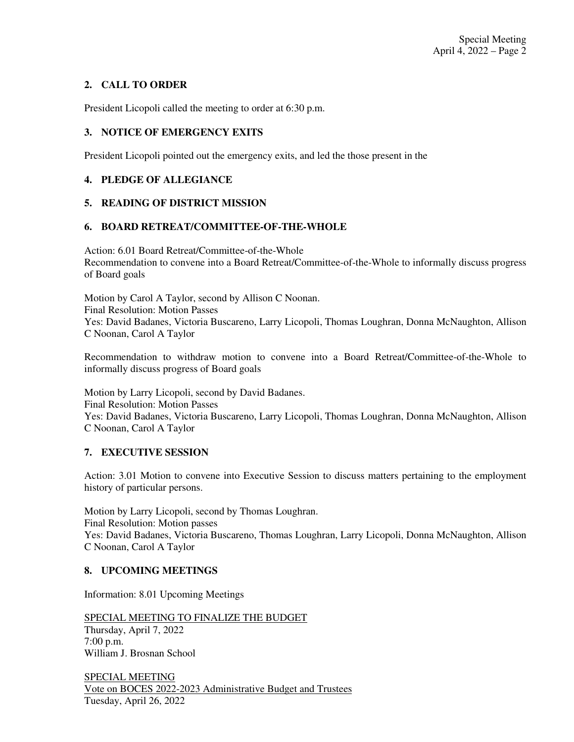## 2. CALL TO ORDER

President Licopoli called the meeting to order at 6:30 p.m.

## 3. NOTICE OF EMERGENCY EXITS

President Licopoli pointed out the emergency exits, and led the those present in the

## 4. PLEDGE OF ALLEGIANCE

## 5. READING OF DISTRICT MISSION

## 6. BOARD RETREAT/COMMITTEE-OF-THE-WHOLE

Action: 6.01 Board Retreat/Committee-of-the-Whole
Recommendation to convene into a Board Retreat/Committee-of-the-Whole to informally discuss progress of Board goals

Motion by Carol A Taylor, second by Allison C Noonan.
Final Resolution: Motion Passes
Yes: David Badanes, Victoria Buscareno, Larry Licopoli, Thomas Loughran, Donna McNaughton, Allison C Noonan, Carol A Taylor

Recommendation to withdraw motion to convene into a Board Retreat/Committee-of-the-Whole to informally discuss progress of Board goals

Motion by Larry Licopoli, second by David Badanes.
Final Resolution: Motion Passes
Yes: David Badanes, Victoria Buscareno, Larry Licopoli, Thomas Loughran, Donna McNaughton, Allison C Noonan, Carol A Taylor

## 7. EXECUTIVE SESSION

Action: 3.01 Motion to convene into Executive Session to discuss matters pertaining to the employment history of particular persons.

Motion by Larry Licopoli, second by Thomas Loughran.
Final Resolution: Motion passes
Yes: David Badanes, Victoria Buscareno, Thomas Loughran, Larry Licopoli, Donna McNaughton, Allison C Noonan, Carol A Taylor

## 8. UPCOMING MEETINGS

Information: 8.01 Upcoming Meetings

SPECIAL MEETING TO FINALIZE THE BUDGET
Thursday, April 7, 2022
7:00 p.m.
William J. Brosnan School

SPECIAL MEETING
Vote on BOCES 2022-2023 Administrative Budget and Trustees
Tuesday, April 26, 2022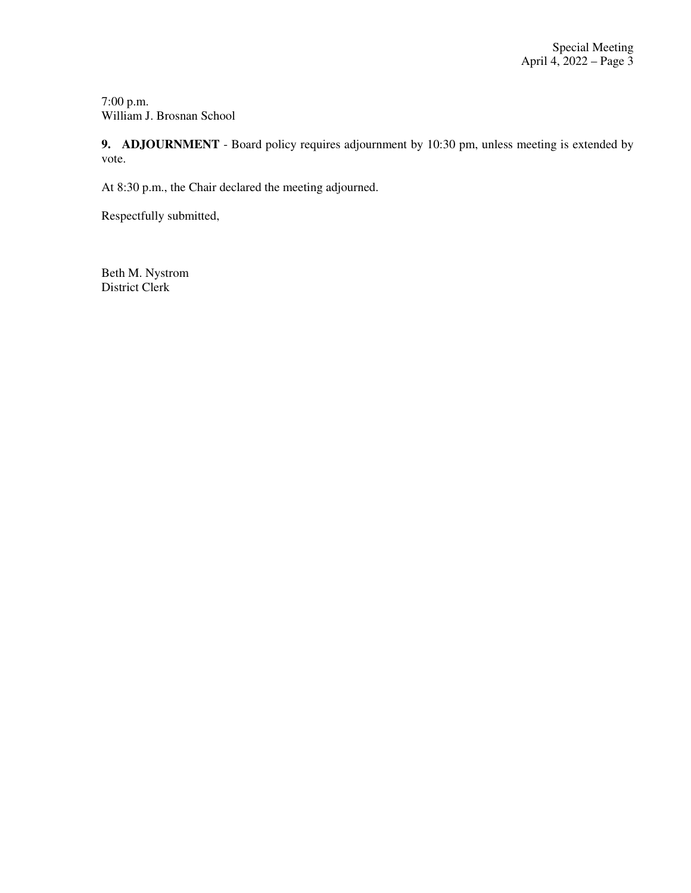7:00 p.m.
William J. Brosnan School

**9. ADJOURNMENT** - Board policy requires adjournment by 10:30 pm, unless meeting is extended by vote.

At 8:30 p.m., the Chair declared the meeting adjourned.

Respectfully submitted,

Beth M. Nystrom
District Clerk